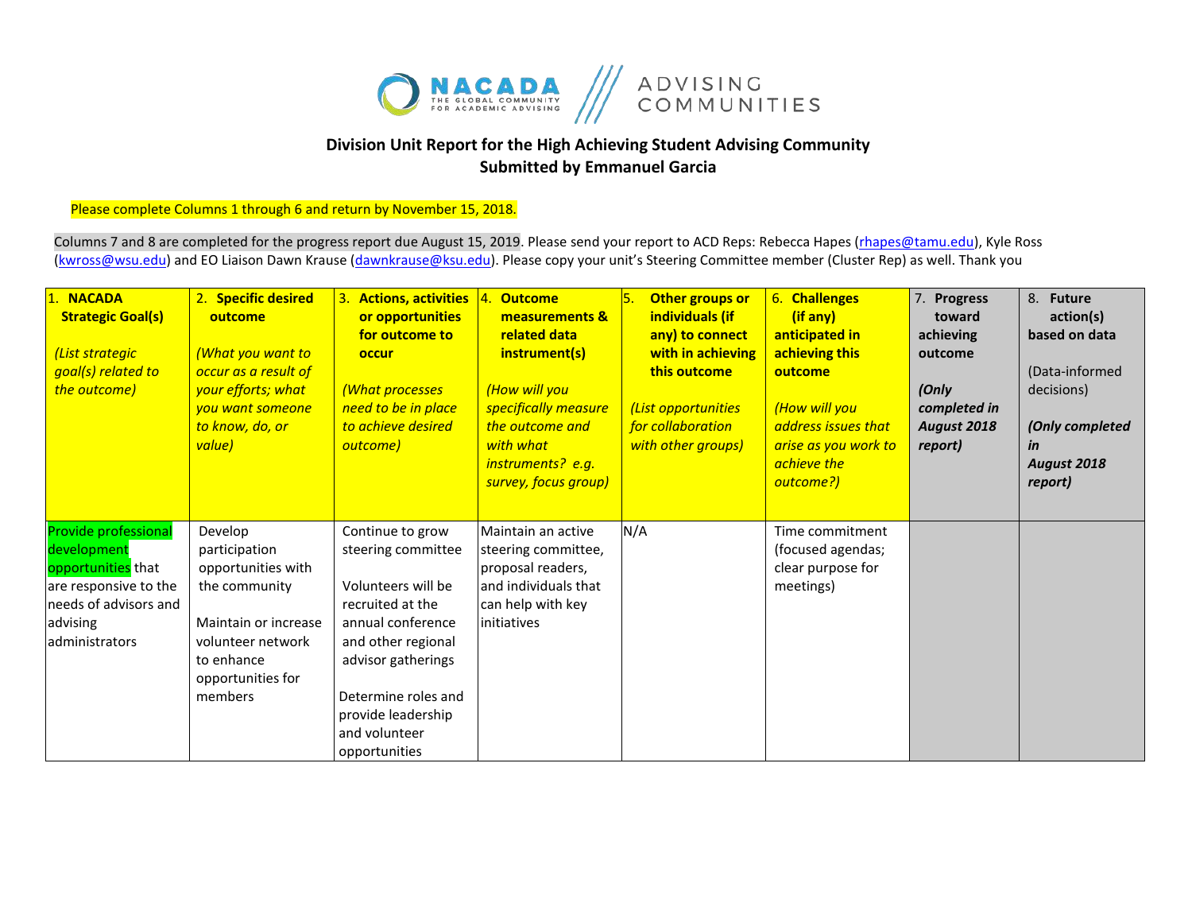**Division Unit Report for the High Achieving Student Advising Community**
**Submitted by Emmanuel Garcia**

Please complete Columns 1 through 6 and return by November 15, 2018.

Columns 7 and 8 are completed for the progress report due August 15, 2019. Please send your report to ACD Reps: Rebecca Hapes (rhapes@tamu.edu), Kyle Ross (kwross@wsu.edu) and EO Liaison Dawn Krause (dawnkrause@ksu.edu). Please copy your unit's Steering Committee member (Cluster Rep) as well. Thank you

| 1. **NACADA Strategic Goal(s)** *(List strategic goal(s) related to the outcome)* | 2. **Specific desired outcome** *(What you want to occur as a result of your efforts; what you want someone to know, do, or value)* | 3. **Actions, activities or opportunities for outcome to occur** *(What processes need to be in place to achieve desired outcome)* | 4. **Outcome measurements & related data instrument(s)** *(How will you specifically measure the outcome and with what instruments? e.g. survey, focus group)* | 5. **Other groups or individuals (if any) to connect with in achieving this outcome** *(List opportunities for collaboration with other groups)* | 6. **Challenges (if any) anticipated in achieving this outcome** *(How will you address issues that arise as you work to achieve the outcome?)* | 7. **Progress toward achieving outcome** ***(Only completed in August 2018 report)*** | 8. **Future action(s) based on data** (Data-informed decisions) ***(Only completed in August 2018 report)*** |
|---|---|---|---|---|---|---|---|
| Provide professional development opportunities that are responsive to the needs of advisors and advising administrators | Develop participation opportunities with the community<br><br>Maintain or increase volunteer network to enhance opportunities for members | Continue to grow steering committee<br><br>Volunteers will be recruited at the annual conference and other regional advisor gatherings<br><br>Determine roles and provide leadership and volunteer opportunities | Maintain an active steering committee, proposal readers, and individuals that can help with key initiatives | N/A | Time commitment (focused agendas; clear purpose for meetings) | | |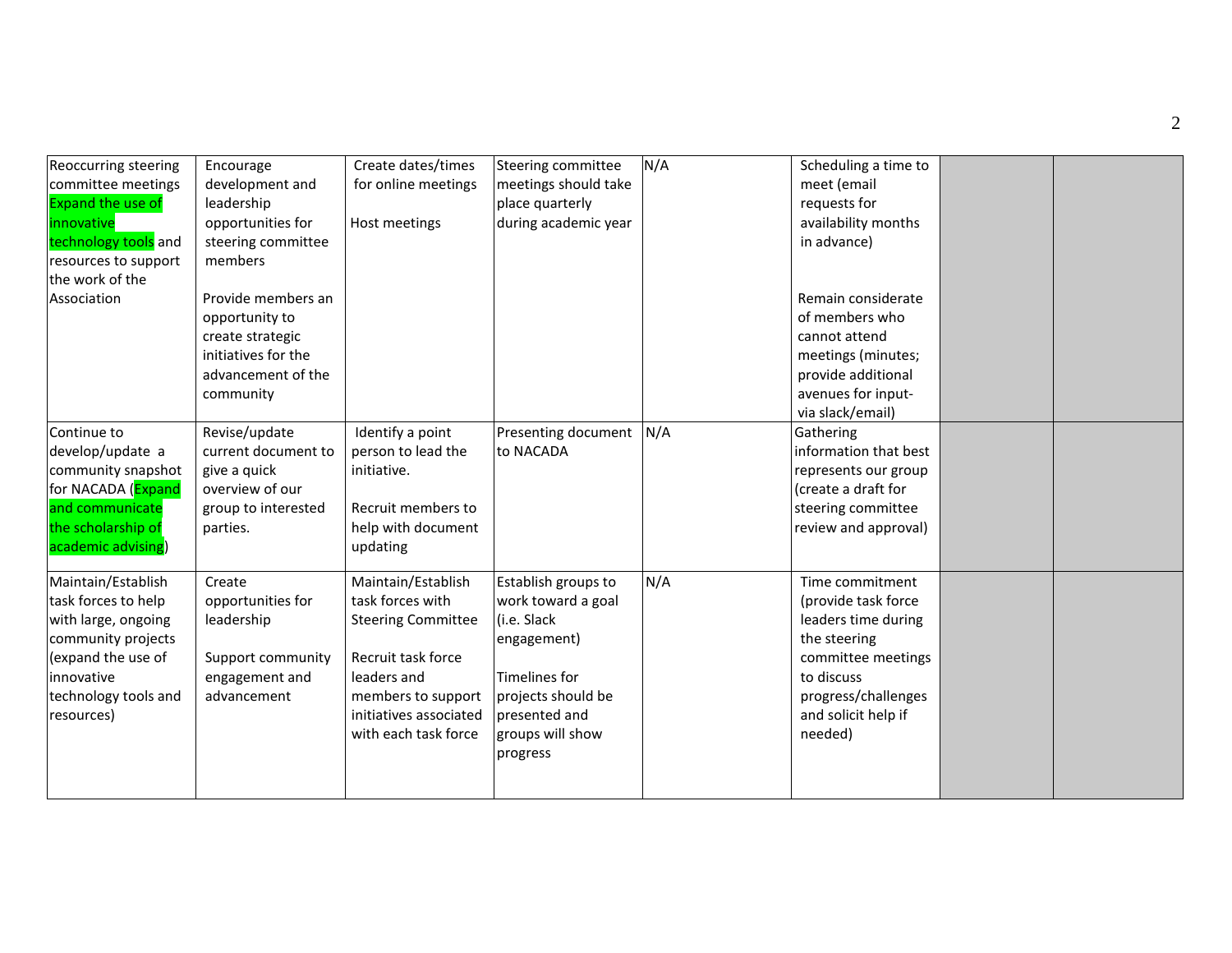| | | | | | | | |
|---|---|---|---|---|---|---|---|
| Reoccurring steering committee meetings Expand the use of innovative technology tools and resources to support the work of the Association | Encourage development and leadership opportunities for steering committee members<br><br>Provide members an opportunity to create strategic initiatives for the advancement of the community | Create dates/times for online meetings<br><br>Host meetings | Steering committee meetings should take place quarterly during academic year | N/A | Scheduling a time to meet (email requests for availability months in advance)<br><br>Remain considerate of members who cannot attend meetings (minutes; provide additional avenues for input- via slack/email) | | |
| Continue to develop/update a community snapshot for NACADA (Expand and communicate the scholarship of academic advising) | Revise/update current document to give a quick overview of our group to interested parties. | Identify a point person to lead the initiative.<br><br>Recruit members to help with document updating | Presenting document to NACADA | N/A | Gathering information that best represents our group (create a draft for steering committee review and approval) | | |
| Maintain/Establish task forces to help with large, ongoing community projects (expand the use of innovative technology tools and resources) | Create opportunities for leadership<br><br>Support community engagement and advancement | Maintain/Establish task forces with Steering Committee<br><br>Recruit task force leaders and members to support initiatives associated with each task force | Establish groups to work toward a goal (i.e. Slack engagement)<br><br>Timelines for projects should be presented and groups will show progress | N/A | Time commitment (provide task force leaders time during the steering committee meetings to discuss progress/challenges and solicit help if needed) | | |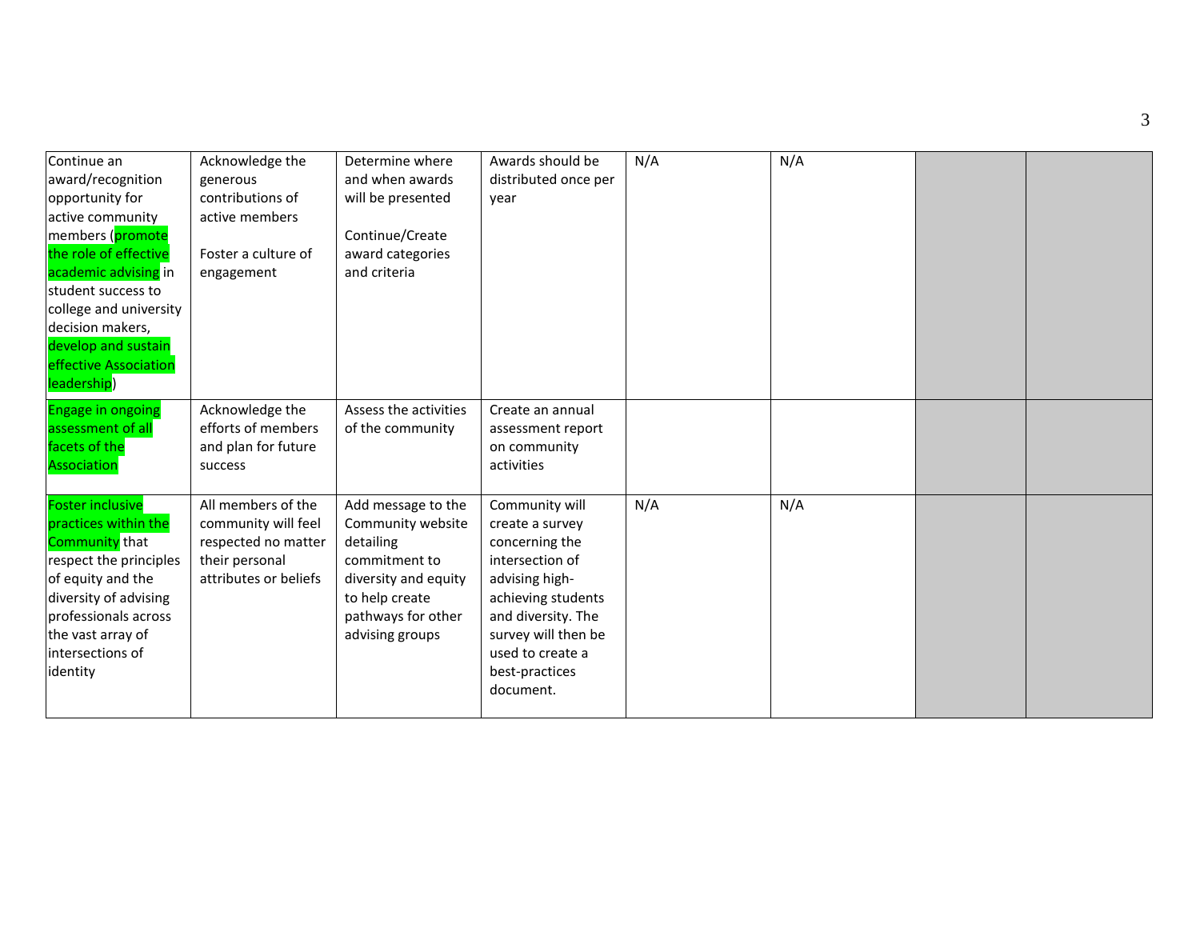| | | | | | | | |
|---|---|---|---|---|---|---|---|
| Continue an award/recognition opportunity for active community members (promote the role of effective academic advising in student success to college and university decision makers, develop and sustain effective Association leadership) | Acknowledge the generous contributions of active members<br><br>Foster a culture of engagement | Determine where and when awards will be presented<br><br>Continue/Create award categories and criteria | Awards should be distributed once per year | N/A | N/A | | |
| Engage in ongoing assessment of all facets of the Association | Acknowledge the efforts of members and plan for future success | Assess the activities of the community | Create an annual assessment report on community activities | | | | |
| Foster inclusive practices within the Community that respect the principles of equity and the diversity of advising professionals across the vast array of intersections of identity | All members of the community will feel respected no matter their personal attributes or beliefs | Add message to the Community website detailing commitment to diversity and equity to help create pathways for other advising groups | Community will create a survey concerning the intersection of advising high-achieving students and diversity. The survey will then be used to create a best-practices document. | N/A | N/A | | |